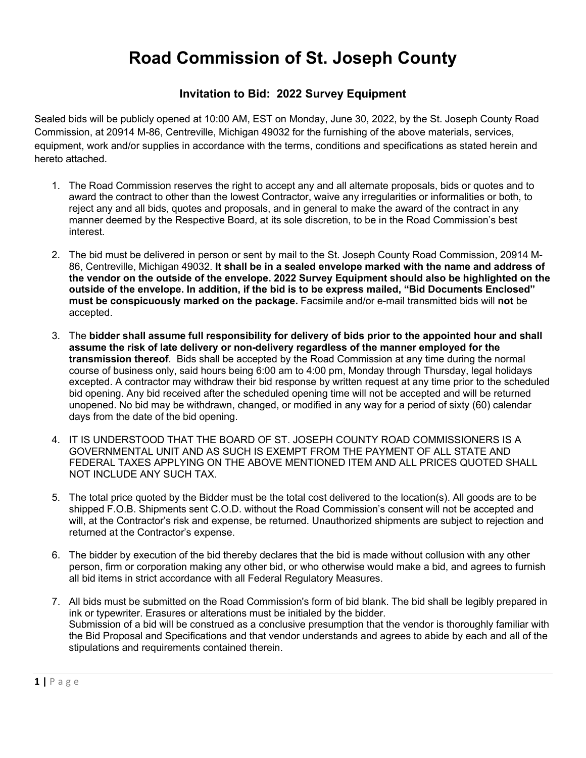# Road Commission of St. Joseph County

## Invitation to Bid: 2022 Survey Equipment

Sealed bids will be publicly opened at 10:00 AM, EST on Monday, June 30, 2022, by the St. Joseph County Road Commission, at 20914 M-86, Centreville, Michigan 49032 for the furnishing of the above materials, services, equipment, work and/or supplies in accordance with the terms, conditions and specifications as stated herein and hereto attached.

1. The Road Commission reserves the right to accept any and all alternate proposals, bids or quotes and to award the contract to other than the lowest Contractor, waive any irregularities or informalities or both, to reject any and all bids, quotes and proposals, and in general to make the award of the contract in any manner deemed by the Respective Board, at its sole discretion, to be in the Road Commission's best interest.

2. The bid must be delivered in person or sent by mail to the St. Joseph County Road Commission, 20914 M-86, Centreville, Michigan 49032. **It shall be in a sealed envelope marked with the name and address of the vendor on the outside of the envelope. 2022 Survey Equipment should also be highlighted on the outside of the envelope. In addition, if the bid is to be express mailed, "Bid Documents Enclosed" must be conspicuously marked on the package.** Facsimile and/or e-mail transmitted bids will **not** be accepted.

3. The **bidder shall assume full responsibility for delivery of bids prior to the appointed hour and shall assume the risk of late delivery or non-delivery regardless of the manner employed for the transmission thereof**. Bids shall be accepted by the Road Commission at any time during the normal course of business only, said hours being 6:00 am to 4:00 pm, Monday through Thursday, legal holidays excepted. A contractor may withdraw their bid response by written request at any time prior to the scheduled bid opening. Any bid received after the scheduled opening time will not be accepted and will be returned unopened. No bid may be withdrawn, changed, or modified in any way for a period of sixty (60) calendar days from the date of the bid opening.

4. IT IS UNDERSTOOD THAT THE BOARD OF ST. JOSEPH COUNTY ROAD COMMISSIONERS IS A GOVERNMENTAL UNIT AND AS SUCH IS EXEMPT FROM THE PAYMENT OF ALL STATE AND FEDERAL TAXES APPLYING ON THE ABOVE MENTIONED ITEM AND ALL PRICES QUOTED SHALL NOT INCLUDE ANY SUCH TAX.

5. The total price quoted by the Bidder must be the total cost delivered to the location(s). All goods are to be shipped F.O.B. Shipments sent C.O.D. without the Road Commission's consent will not be accepted and will, at the Contractor's risk and expense, be returned. Unauthorized shipments are subject to rejection and returned at the Contractor's expense.

6. The bidder by execution of the bid thereby declares that the bid is made without collusion with any other person, firm or corporation making any other bid, or who otherwise would make a bid, and agrees to furnish all bid items in strict accordance with all Federal Regulatory Measures.

7. All bids must be submitted on the Road Commission's form of bid blank. The bid shall be legibly prepared in ink or typewriter. Erasures or alterations must be initialed by the bidder.
   Submission of a bid will be construed as a conclusive presumption that the vendor is thoroughly familiar with the Bid Proposal and Specifications and that vendor understands and agrees to abide by each and all of the stipulations and requirements contained therein.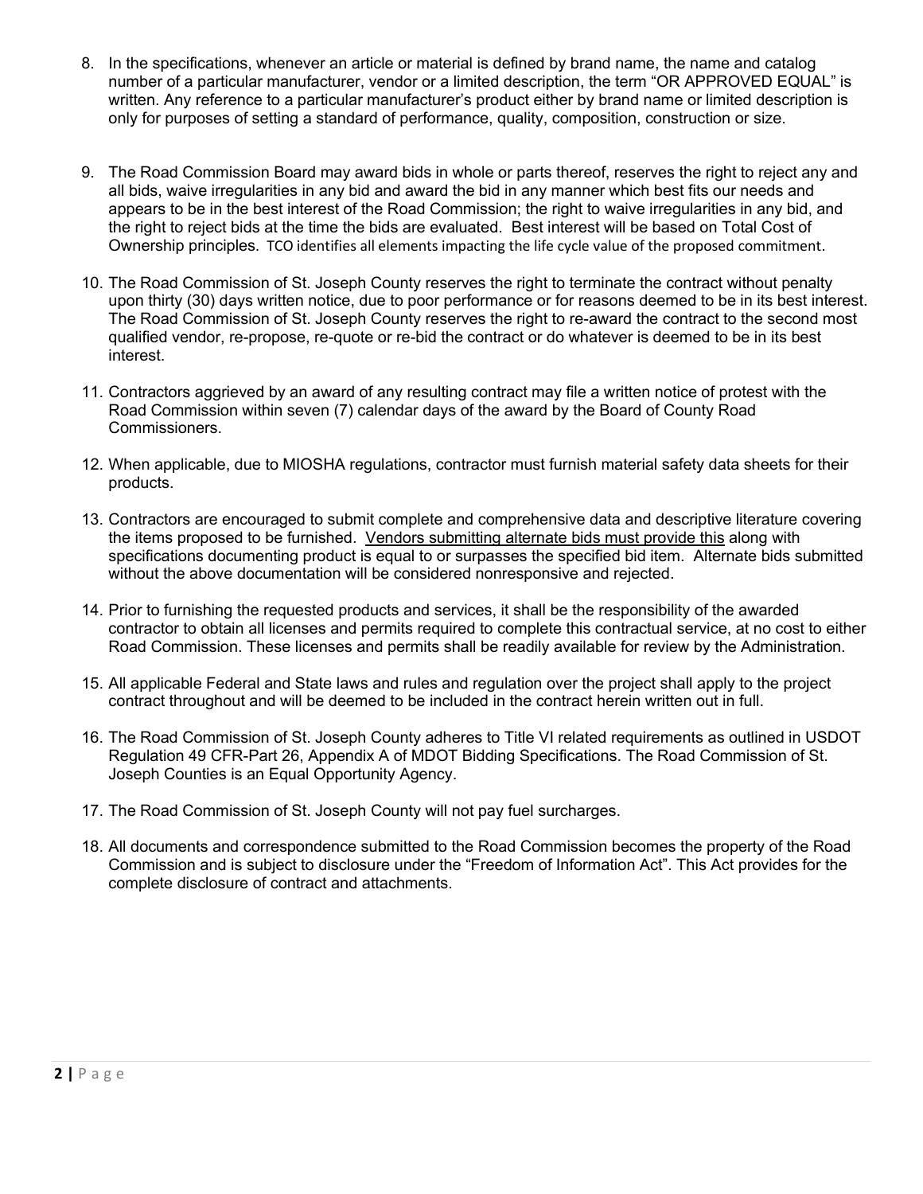8. In the specifications, whenever an article or material is defined by brand name, the name and catalog number of a particular manufacturer, vendor or a limited description, the term "OR APPROVED EQUAL" is written. Any reference to a particular manufacturer's product either by brand name or limited description is only for purposes of setting a standard of performance, quality, composition, construction or size.

9. The Road Commission Board may award bids in whole or parts thereof, reserves the right to reject any and all bids, waive irregularities in any bid and award the bid in any manner which best fits our needs and appears to be in the best interest of the Road Commission; the right to waive irregularities in any bid, and the right to reject bids at the time the bids are evaluated. Best interest will be based on Total Cost of Ownership principles. TCO identifies all elements impacting the life cycle value of the proposed commitment.

10. The Road Commission of St. Joseph County reserves the right to terminate the contract without penalty upon thirty (30) days written notice, due to poor performance or for reasons deemed to be in its best interest. The Road Commission of St. Joseph County reserves the right to re-award the contract to the second most qualified vendor, re-propose, re-quote or re-bid the contract or do whatever is deemed to be in its best interest.

11. Contractors aggrieved by an award of any resulting contract may file a written notice of protest with the Road Commission within seven (7) calendar days of the award by the Board of County Road Commissioners.

12. When applicable, due to MIOSHA regulations, contractor must furnish material safety data sheets for their products.

13. Contractors are encouraged to submit complete and comprehensive data and descriptive literature covering the items proposed to be furnished. <u>Vendors submitting alternate bids must provide this</u> along with specifications documenting product is equal to or surpasses the specified bid item. Alternate bids submitted without the above documentation will be considered nonresponsive and rejected.

14. Prior to furnishing the requested products and services, it shall be the responsibility of the awarded contractor to obtain all licenses and permits required to complete this contractual service, at no cost to either Road Commission. These licenses and permits shall be readily available for review by the Administration.

15. All applicable Federal and State laws and rules and regulation over the project shall apply to the project contract throughout and will be deemed to be included in the contract herein written out in full.

16. The Road Commission of St. Joseph County adheres to Title VI related requirements as outlined in USDOT Regulation 49 CFR-Part 26, Appendix A of MDOT Bidding Specifications. The Road Commission of St. Joseph Counties is an Equal Opportunity Agency.

17. The Road Commission of St. Joseph County will not pay fuel surcharges.

18. All documents and correspondence submitted to the Road Commission becomes the property of the Road Commission and is subject to disclosure under the "Freedom of Information Act". This Act provides for the complete disclosure of contract and attachments.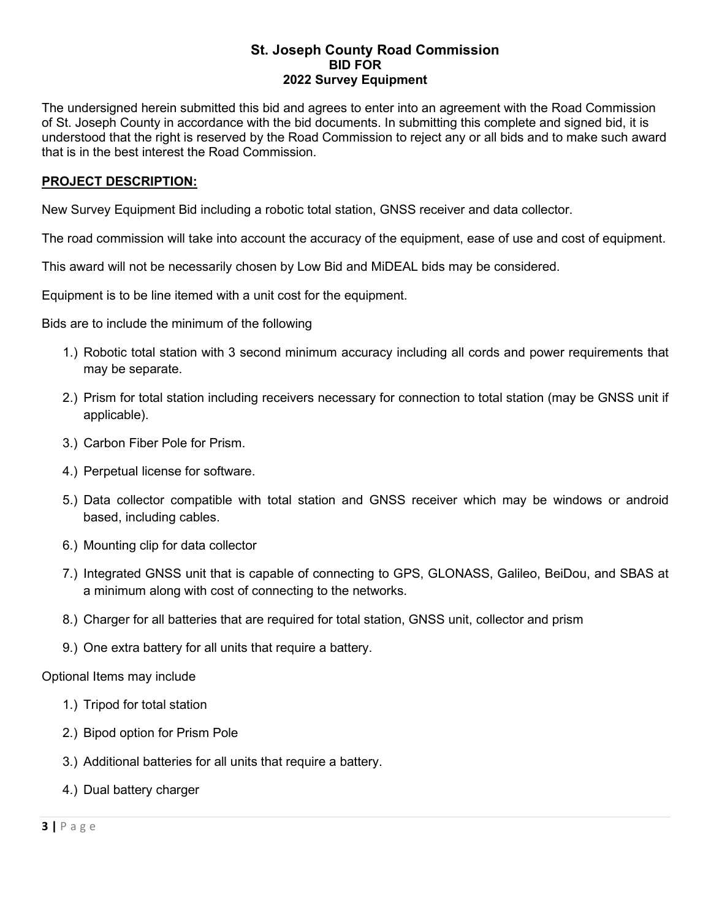**St. Joseph County Road Commission**
**BID FOR**
**2022 Survey Equipment**

The undersigned herein submitted this bid and agrees to enter into an agreement with the Road Commission of St. Joseph County in accordance with the bid documents. In submitting this complete and signed bid, it is understood that the right is reserved by the Road Commission to reject any or all bids and to make such award that is in the best interest the Road Commission.

**PROJECT DESCRIPTION:**

New Survey Equipment Bid including a robotic total station, GNSS receiver and data collector.

The road commission will take into account the accuracy of the equipment, ease of use and cost of equipment.

This award will not be necessarily chosen by Low Bid and MiDEAL bids may be considered.

Equipment is to be line itemed with a unit cost for the equipment.

Bids are to include the minimum of the following

1.) Robotic total station with 3 second minimum accuracy including all cords and power requirements that may be separate.
2.) Prism for total station including receivers necessary for connection to total station (may be GNSS unit if applicable).
3.) Carbon Fiber Pole for Prism.
4.) Perpetual license for software.
5.) Data collector compatible with total station and GNSS receiver which may be windows or android based, including cables.
6.) Mounting clip for data collector
7.) Integrated GNSS unit that is capable of connecting to GPS, GLONASS, Galileo, BeiDou, and SBAS at a minimum along with cost of connecting to the networks.
8.) Charger for all batteries that are required for total station, GNSS unit, collector and prism
9.) One extra battery for all units that require a battery.

Optional Items may include

1.) Tripod for total station
2.) Bipod option for Prism Pole
3.) Additional batteries for all units that require a battery.
4.) Dual battery charger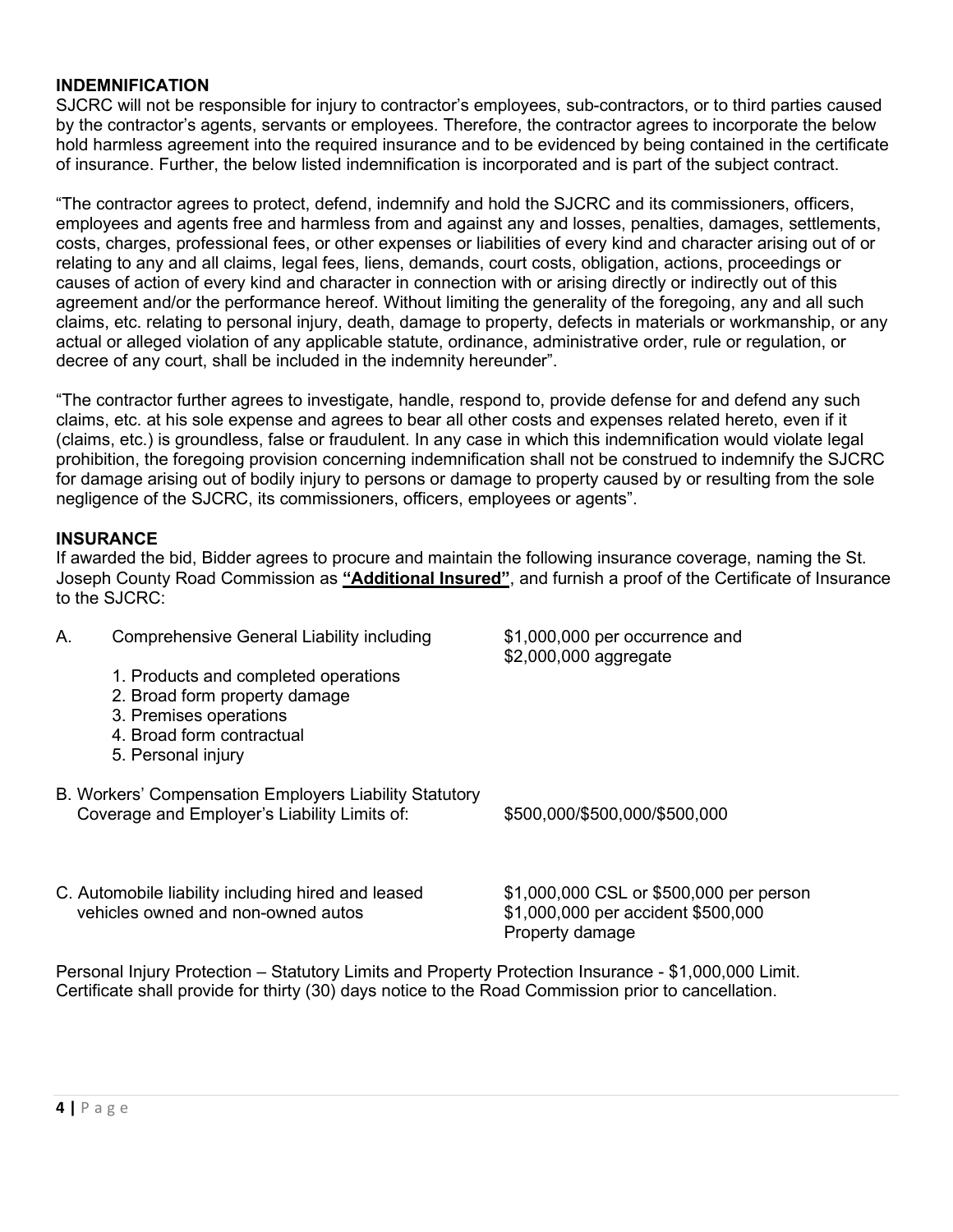## INDEMNIFICATION

SJCRC will not be responsible for injury to contractor's employees, sub-contractors, or to third parties caused by the contractor's agents, servants or employees. Therefore, the contractor agrees to incorporate the below hold harmless agreement into the required insurance and to be evidenced by being contained in the certificate of insurance. Further, the below listed indemnification is incorporated and is part of the subject contract.

"The contractor agrees to protect, defend, indemnify and hold the SJCRC and its commissioners, officers, employees and agents free and harmless from and against any and losses, penalties, damages, settlements, costs, charges, professional fees, or other expenses or liabilities of every kind and character arising out of or relating to any and all claims, legal fees, liens, demands, court costs, obligation, actions, proceedings or causes of action of every kind and character in connection with or arising directly or indirectly out of this agreement and/or the performance hereof. Without limiting the generality of the foregoing, any and all such claims, etc. relating to personal injury, death, damage to property, defects in materials or workmanship, or any actual or alleged violation of any applicable statute, ordinance, administrative order, rule or regulation, or decree of any court, shall be included in the indemnity hereunder".

"The contractor further agrees to investigate, handle, respond to, provide defense for and defend any such claims, etc. at his sole expense and agrees to bear all other costs and expenses related hereto, even if it (claims, etc.) is groundless, false or fraudulent. In any case in which this indemnification would violate legal prohibition, the foregoing provision concerning indemnification shall not be construed to indemnify the SJCRC for damage arising out of bodily injury to persons or damage to property caused by or resulting from the sole negligence of the SJCRC, its commissioners, officers, employees or agents".

## INSURANCE

If awarded the bid, Bidder agrees to procure and maintain the following insurance coverage, naming the St. Joseph County Road Commission as **"Additional Insured"**, and furnish a proof of the Certificate of Insurance to the SJCRC:

A. Comprehensive General Liability including — $1,000,000 per occurrence and $2,000,000 aggregate

1. Products and completed operations
2. Broad form property damage
3. Premises operations
4. Broad form contractual
5. Personal injury

B. Workers' Compensation Employers Liability Statutory Coverage and Employer's Liability Limits of: — $500,000/$500,000/$500,000

C. Automobile liability including hired and leased vehicles owned and non-owned autos — $1,000,000 CSL or $500,000 per person $1,000,000 per accident $500,000 Property damage

Personal Injury Protection – Statutory Limits and Property Protection Insurance - $1,000,000 Limit.
Certificate shall provide for thirty (30) days notice to the Road Commission prior to cancellation.